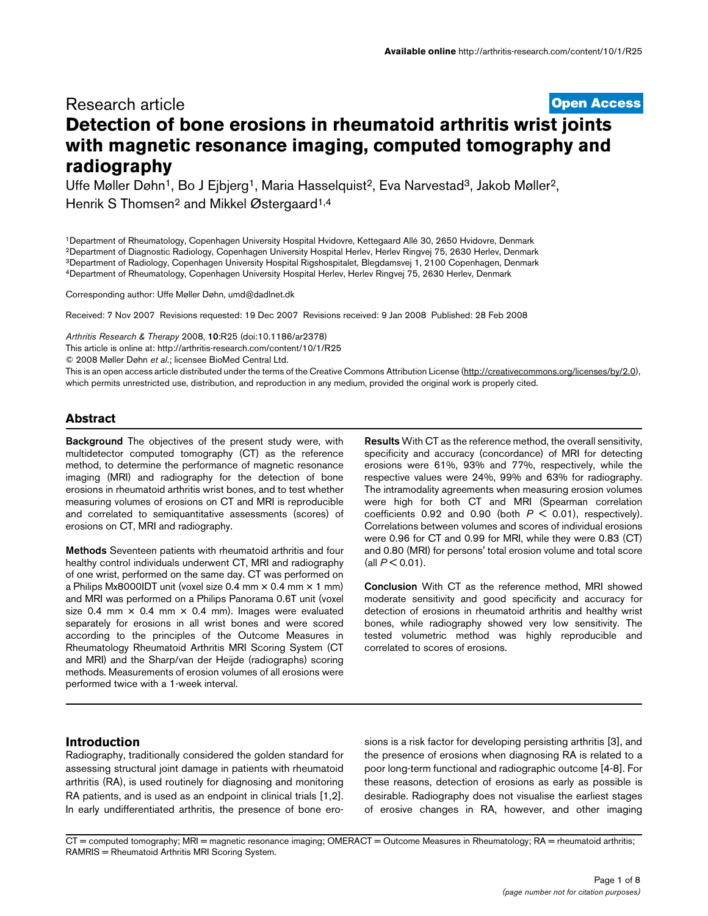Research article

**Open Access**

# Detection of bone erosions in rheumatoid arthritis wrist joints with magnetic resonance imaging, computed tomography and radiography

Uffe Møller Døhn[1], Bo J Ejbjerg[1], Maria Hasselquist[2], Eva Narvestad[3], Jakob Møller[2], Henrik S Thomsen[2] and Mikkel Østergaard[1,4]

[1]Department of Rheumatology, Copenhagen University Hospital Hvidovre, Kettegaard Allé 30, 2650 Hvidovre, Denmark
[2]Department of Diagnostic Radiology, Copenhagen University Hospital Herlev, Herlev Ringvej 75, 2630 Herlev, Denmark
[3]Department of Radiology, Copenhagen University Hospital Rigshospitalet, Blegdamsvej 1, 2100 Copenhagen, Denmark
[4]Department of Rheumatology, Copenhagen University Hospital Herlev, Herlev Ringvej 75, 2630 Herlev, Denmark

Corresponding author: Uffe Møller Døhn, umd@dadlnet.dk

Received: 7 Nov 2007 Revisions requested: 19 Dec 2007 Revisions received: 9 Jan 2008 Published: 28 Feb 2008

*Arthritis Research & Therapy* 2008, **10**:R25 (doi:10.1186/ar2378)

This article is online at: http://arthritis-research.com/content/10/1/R25

© 2008 Møller Døhn *et al*.; licensee BioMed Central Ltd.

This is an open access article distributed under the terms of the Creative Commons Attribution License (http://creativecommons.org/licenses/by/2.0), which permits unrestricted use, distribution, and reproduction in any medium, provided the original work is properly cited.

## Abstract

**Background** The objectives of the present study were, with multidetector computed tomography (CT) as the reference method, to determine the performance of magnetic resonance imaging (MRI) and radiography for the detection of bone erosions in rheumatoid arthritis wrist bones, and to test whether measuring volumes of erosions on CT and MRI is reproducible and correlated to semiquantitative assessments (scores) of erosions on CT, MRI and radiography.

**Methods** Seventeen patients with rheumatoid arthritis and four healthy control individuals underwent CT, MRI and radiography of one wrist, performed on the same day. CT was performed on a Philips Mx8000IDT unit (voxel size 0.4 mm × 0.4 mm × 1 mm) and MRI was performed on a Philips Panorama 0.6T unit (voxel size 0.4 mm × 0.4 mm × 0.4 mm). Images were evaluated separately for erosions in all wrist bones and were scored according to the principles of the Outcome Measures in Rheumatology Rheumatoid Arthritis MRI Scoring System (CT and MRI) and the Sharp/van der Heijde (radiographs) scoring methods. Measurements of erosion volumes of all erosions were performed twice with a 1-week interval.

**Results** With CT as the reference method, the overall sensitivity, specificity and accuracy (concordance) of MRI for detecting erosions were 61%, 93% and 77%, respectively, while the respective values were 24%, 99% and 63% for radiography. The intramodality agreements when measuring erosion volumes were high for both CT and MRI (Spearman correlation coefficients 0.92 and 0.90 (both $P < 0.01$), respectively). Correlations between volumes and scores of individual erosions were 0.96 for CT and 0.99 for MRI, while they were 0.83 (CT) and 0.80 (MRI) for persons' total erosion volume and total score (all $P < 0.01$).

**Conclusion** With CT as the reference method, MRI showed moderate sensitivity and good specificity and accuracy for detection of erosions in rheumatoid arthritis and healthy wrist bones, while radiography showed very low sensitivity. The tested volumetric method was highly reproducible and correlated to scores of erosions.

## Introduction

Radiography, traditionally considered the golden standard for assessing structural joint damage in patients with rheumatoid arthritis (RA), is used routinely for diagnosing and monitoring RA patients, and is used as an endpoint in clinical trials [1,2]. In early undifferentiated arthritis, the presence of bone erosions is a risk factor for developing persisting arthritis [3], and the presence of erosions when diagnosing RA is related to a poor long-term functional and radiographic outcome [4-8]. For these reasons, detection of erosions as early as possible is desirable. Radiography does not visualise the earliest stages of erosive changes in RA, however, and other imaging

CT = computed tomography; MRI = magnetic resonance imaging; OMERACT = Outcome Measures in Rheumatology; RA = rheumatoid arthritis; RAMRIS = Rheumatoid Arthritis MRI Scoring System.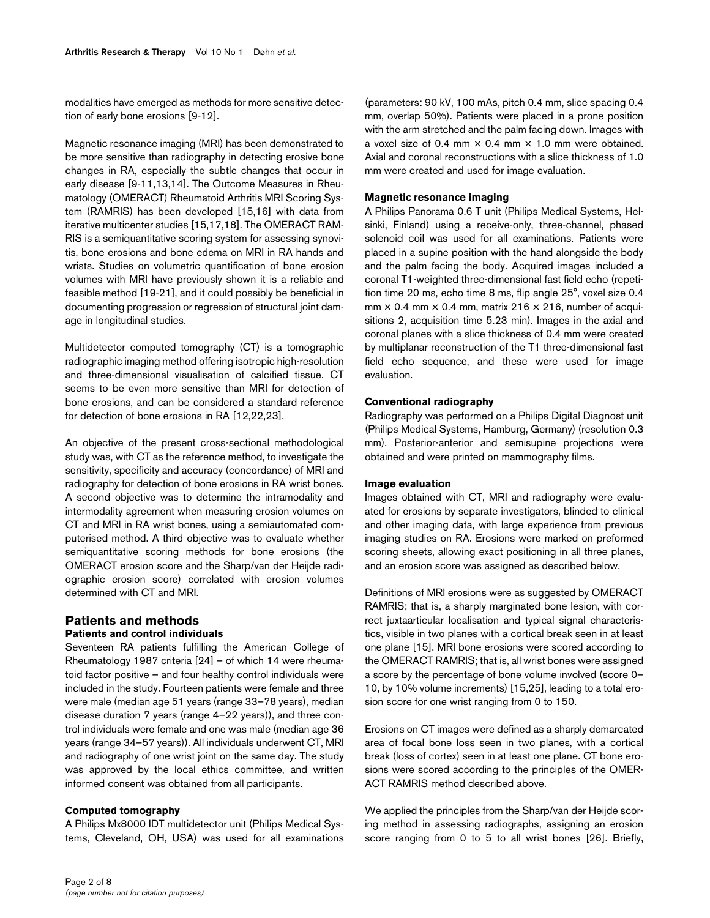modalities have emerged as methods for more sensitive detection of early bone erosions [9-12].

Magnetic resonance imaging (MRI) has been demonstrated to be more sensitive than radiography in detecting erosive bone changes in RA, especially the subtle changes that occur in early disease [9-11,13,14]. The Outcome Measures in Rheumatology (OMERACT) Rheumatoid Arthritis MRI Scoring System (RAMRIS) has been developed [15,16] with data from iterative multicenter studies [15,17,18]. The OMERACT RAMRIS is a semiquantitative scoring system for assessing synovitis, bone erosions and bone edema on MRI in RA hands and wrists. Studies on volumetric quantification of bone erosion volumes with MRI have previously shown it is a reliable and feasible method [19-21], and it could possibly be beneficial in documenting progression or regression of structural joint damage in longitudinal studies.

Multidetector computed tomography (CT) is a tomographic radiographic imaging method offering isotropic high-resolution and three-dimensional visualisation of calcified tissue. CT seems to be even more sensitive than MRI for detection of bone erosions, and can be considered a standard reference for detection of bone erosions in RA [12,22,23].

An objective of the present cross-sectional methodological study was, with CT as the reference method, to investigate the sensitivity, specificity and accuracy (concordance) of MRI and radiography for detection of bone erosions in RA wrist bones. A second objective was to determine the intramodality and intermodality agreement when measuring erosion volumes on CT and MRI in RA wrist bones, using a semiautomated computerised method. A third objective was to evaluate whether semiquantitative scoring methods for bone erosions (the OMERACT erosion score and the Sharp/van der Heijde radiographic erosion score) correlated with erosion volumes determined with CT and MRI.

## Patients and methods

### Patients and control individuals

Seventeen RA patients fulfilling the American College of Rheumatology 1987 criteria [24] – of which 14 were rheumatoid factor positive – and four healthy control individuals were included in the study. Fourteen patients were female and three were male (median age 51 years (range 33–78 years), median disease duration 7 years (range 4–22 years)), and three control individuals were female and one was male (median age 36 years (range 34–57 years)). All individuals underwent CT, MRI and radiography of one wrist joint on the same day. The study was approved by the local ethics committee, and written informed consent was obtained from all participants.

### Computed tomography

A Philips Mx8000 IDT multidetector unit (Philips Medical Systems, Cleveland, OH, USA) was used for all examinations (parameters: 90 kV, 100 mAs, pitch 0.4 mm, slice spacing 0.4 mm, overlap 50%). Patients were placed in a prone position with the arm stretched and the palm facing down. Images with a voxel size of 0.4 mm × 0.4 mm × 1.0 mm were obtained. Axial and coronal reconstructions with a slice thickness of 1.0 mm were created and used for image evaluation.

### Magnetic resonance imaging

A Philips Panorama 0.6 T unit (Philips Medical Systems, Helsinki, Finland) using a receive-only, three-channel, phased solenoid coil was used for all examinations. Patients were placed in a supine position with the hand alongside the body and the palm facing the body. Acquired images included a coronal T1-weighted three-dimensional fast field echo (repetition time 20 ms, echo time 8 ms, flip angle 25°, voxel size 0.4 mm × 0.4 mm × 0.4 mm, matrix 216 × 216, number of acquisitions 2, acquisition time 5.23 min). Images in the axial and coronal planes with a slice thickness of 0.4 mm were created by multiplanar reconstruction of the T1 three-dimensional fast field echo sequence, and these were used for image evaluation.

### Conventional radiography

Radiography was performed on a Philips Digital Diagnost unit (Philips Medical Systems, Hamburg, Germany) (resolution 0.3 mm). Posterior-anterior and semisupine projections were obtained and were printed on mammography films.

### Image evaluation

Images obtained with CT, MRI and radiography were evaluated for erosions by separate investigators, blinded to clinical and other imaging data, with large experience from previous imaging studies on RA. Erosions were marked on preformed scoring sheets, allowing exact positioning in all three planes, and an erosion score was assigned as described below.

Definitions of MRI erosions were as suggested by OMERACT RAMRIS; that is, a sharply marginated bone lesion, with correct juxtaarticular localisation and typical signal characteristics, visible in two planes with a cortical break seen in at least one plane [15]. MRI bone erosions were scored according to the OMERACT RAMRIS; that is, all wrist bones were assigned a score by the percentage of bone volume involved (score 0–10, by 10% volume increments) [15,25], leading to a total erosion score for one wrist ranging from 0 to 150.

Erosions on CT images were defined as a sharply demarcated area of focal bone loss seen in two planes, with a cortical break (loss of cortex) seen in at least one plane. CT bone erosions were scored according to the principles of the OMERACT RAMRIS method described above.

We applied the principles from the Sharp/van der Heijde scoring method in assessing radiographs, assigning an erosion score ranging from 0 to 5 to all wrist bones [26]. Briefly,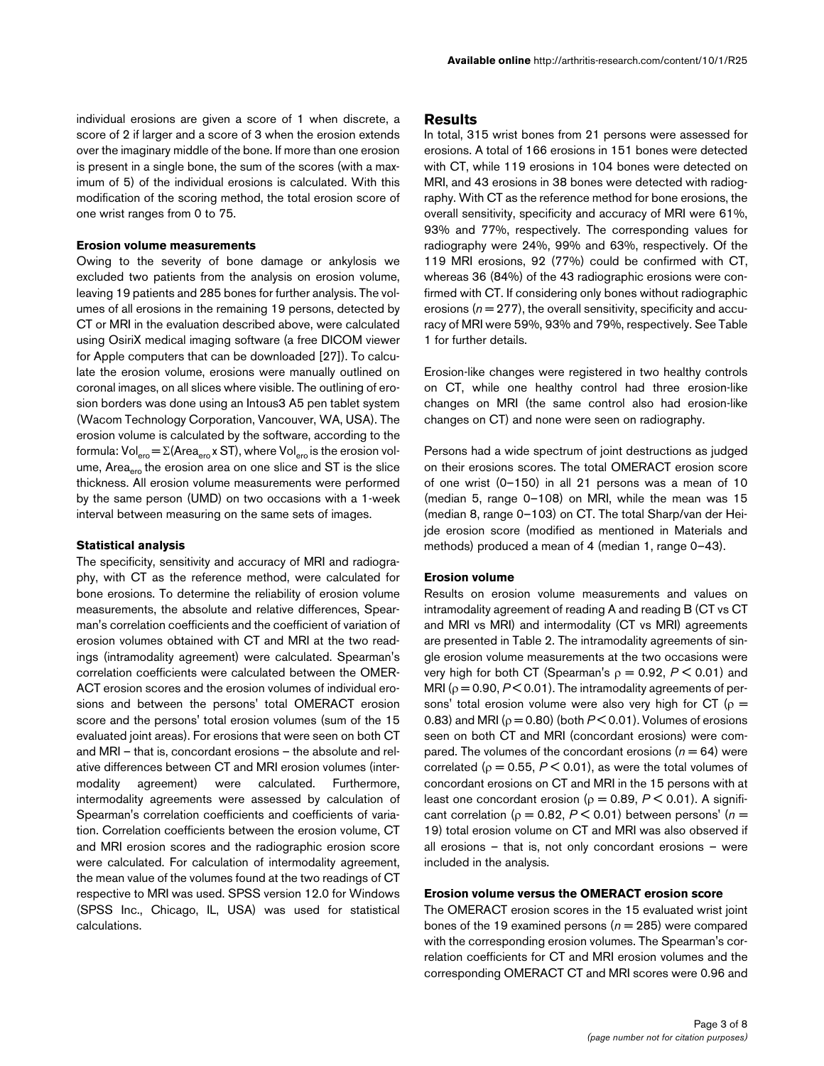individual erosions are given a score of 1 when discrete, a score of 2 if larger and a score of 3 when the erosion extends over the imaginary middle of the bone. If more than one erosion is present in a single bone, the sum of the scores (with a maximum of 5) of the individual erosions is calculated. With this modification of the scoring method, the total erosion score of one wrist ranges from 0 to 75.

### Erosion volume measurements

Owing to the severity of bone damage or ankylosis we excluded two patients from the analysis on erosion volume, leaving 19 patients and 285 bones for further analysis. The volumes of all erosions in the remaining 19 persons, detected by CT or MRI in the evaluation described above, were calculated using OsiriX medical imaging software (a free DICOM viewer for Apple computers that can be downloaded [27]). To calculate the erosion volume, erosions were manually outlined on coronal images, on all slices where visible. The outlining of erosion borders was done using an Intous3 A5 pen tablet system (Wacom Technology Corporation, Vancouver, WA, USA). The erosion volume is calculated by the software, according to the formula: $Vol_{ero} = \Sigma(Area_{ero} \times ST)$, where $Vol_{ero}$ is the erosion volume, $Area_{ero}$ the erosion area on one slice and ST is the slice thickness. All erosion volume measurements were performed by the same person (UMD) on two occasions with a 1-week interval between measuring on the same sets of images.

### Statistical analysis

The specificity, sensitivity and accuracy of MRI and radiography, with CT as the reference method, were calculated for bone erosions. To determine the reliability of erosion volume measurements, the absolute and relative differences, Spearman's correlation coefficients and the coefficient of variation of erosion volumes obtained with CT and MRI at the two readings (intramodality agreement) were calculated. Spearman's correlation coefficients were calculated between the OMERACT erosion scores and the erosion volumes of individual erosions and between the persons' total OMERACT erosion score and the persons' total erosion volumes (sum of the 15 evaluated joint areas). For erosions that were seen on both CT and MRI – that is, concordant erosions – the absolute and relative differences between CT and MRI erosion volumes (intermodality agreement) were calculated. Furthermore, intermodality agreements were assessed by calculation of Spearman's correlation coefficients and coefficients of variation. Correlation coefficients between the erosion volume, CT and MRI erosion scores and the radiographic erosion score were calculated. For calculation of intermodality agreement, the mean value of the volumes found at the two readings of CT respective to MRI was used. SPSS version 12.0 for Windows (SPSS Inc., Chicago, IL, USA) was used for statistical calculations.

## Results

In total, 315 wrist bones from 21 persons were assessed for erosions. A total of 166 erosions in 151 bones were detected with CT, while 119 erosions in 104 bones were detected on MRI, and 43 erosions in 38 bones were detected with radiography. With CT as the reference method for bone erosions, the overall sensitivity, specificity and accuracy of MRI were 61%, 93% and 77%, respectively. The corresponding values for radiography were 24%, 99% and 63%, respectively. Of the 119 MRI erosions, 92 (77%) could be confirmed with CT, whereas 36 (84%) of the 43 radiographic erosions were confirmed with CT. If considering only bones without radiographic erosions ($n = 277$), the overall sensitivity, specificity and accuracy of MRI were 59%, 93% and 79%, respectively. See Table 1 for further details.

Erosion-like changes were registered in two healthy controls on CT, while one healthy control had three erosion-like changes on MRI (the same control also had erosion-like changes on CT) and none were seen on radiography.

Persons had a wide spectrum of joint destructions as judged on their erosions scores. The total OMERACT erosion score of one wrist (0–150) in all 21 persons was a mean of 10 (median 5, range 0–108) on MRI, while the mean was 15 (median 8, range 0–103) on CT. The total Sharp/van der Heijde erosion score (modified as mentioned in Materials and methods) produced a mean of 4 (median 1, range 0–43).

### Erosion volume

Results on erosion volume measurements and values on intramodality agreement of reading A and reading B (CT vs CT and MRI vs MRI) and intermodality (CT vs MRI) agreements are presented in Table 2. The intramodality agreements of single erosion volume measurements at the two occasions were very high for both CT (Spearman's $\rho = 0.92$, $P < 0.01$) and MRI ($\rho = 0.90$, $P < 0.01$). The intramodality agreements of persons' total erosion volume were also very high for CT ($\rho = 0.83$) and MRI ($\rho = 0.80$) (both $P < 0.01$). Volumes of erosions seen on both CT and MRI (concordant erosions) were compared. The volumes of the concordant erosions ($n = 64$) were correlated ($\rho = 0.55$, $P < 0.01$), as were the total volumes of concordant erosions on CT and MRI in the 15 persons with at least one concordant erosion ($\rho = 0.89$, $P < 0.01$). A significant correlation ($\rho = 0.82$, $P < 0.01$) between persons' ($n = 19$) total erosion volume on CT and MRI was also observed if all erosions – that is, not only concordant erosions – were included in the analysis.

### Erosion volume versus the OMERACT erosion score

The OMERACT erosion scores in the 15 evaluated wrist joint bones of the 19 examined persons ($n = 285$) were compared with the corresponding erosion volumes. The Spearman's correlation coefficients for CT and MRI erosion volumes and the corresponding OMERACT CT and MRI scores were 0.96 and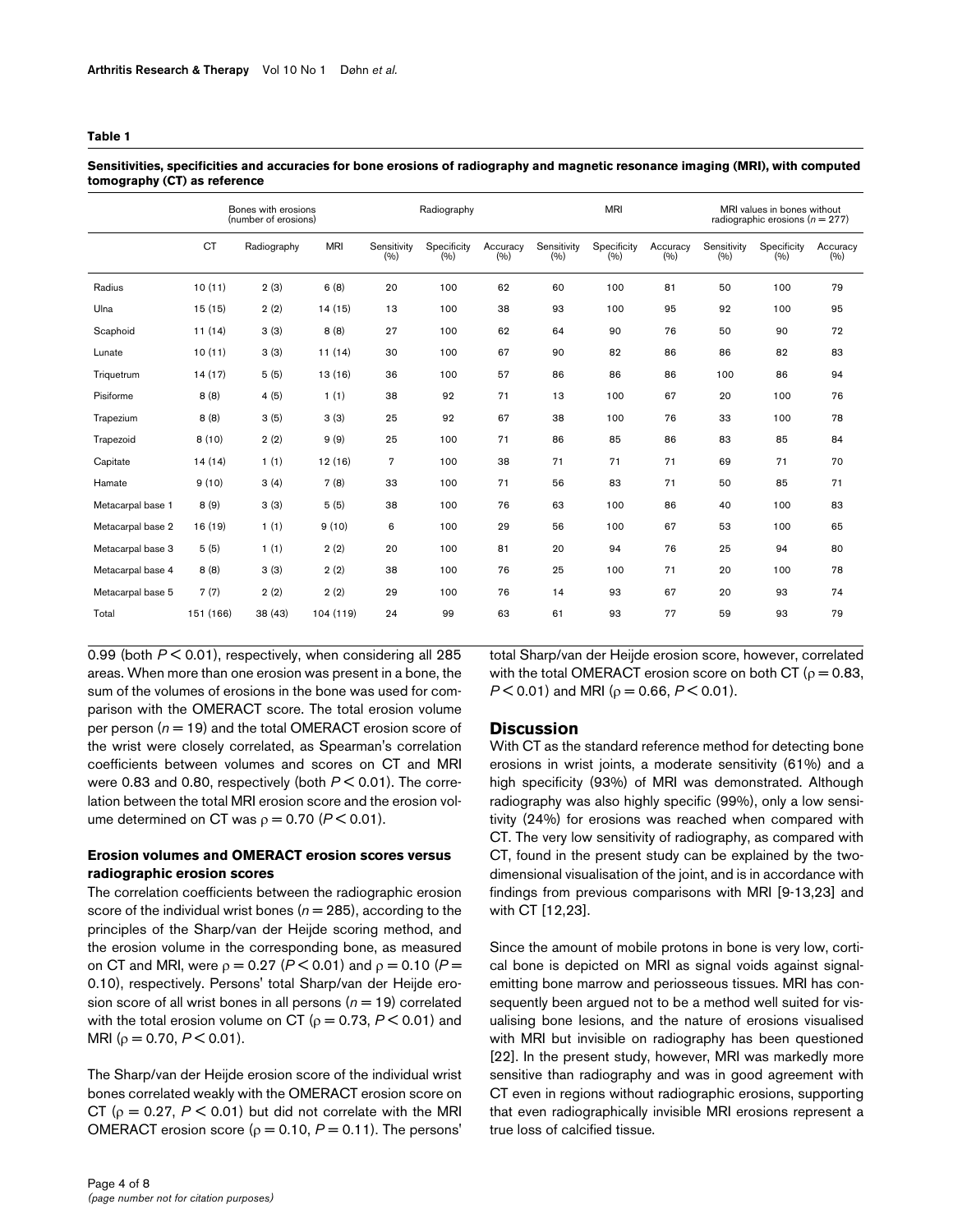**Table 1**

**Sensitivities, specificities and accuracies for bone erosions of radiography and magnetic resonance imaging (MRI), with computed tomography (CT) as reference**

| | Bones with erosions (number of erosions) | | | Radiography | | | MRI | | | MRI values in bones without radiographic erosions ($n = 277$) | | |
|---|---|---|---|---|---|---|---|---|---|---|---|---|
| | CT | Radiography | MRI | Sensitivity (%) | Specificity (%) | Accuracy (%) | Sensitivity (%) | Specificity (%) | Accuracy (%) | Sensitivity (%) | Specificity (%) | Accuracy (%) |
| Radius | 10 (11) | 2 (3) | 6 (8) | 20 | 100 | 62 | 60 | 100 | 81 | 50 | 100 | 79 |
| Ulna | 15 (15) | 2 (2) | 14 (15) | 13 | 100 | 38 | 93 | 100 | 95 | 92 | 100 | 95 |
| Scaphoid | 11 (14) | 3 (3) | 8 (8) | 27 | 100 | 62 | 64 | 90 | 76 | 50 | 90 | 72 |
| Lunate | 10 (11) | 3 (3) | 11 (14) | 30 | 100 | 67 | 90 | 82 | 86 | 86 | 82 | 83 |
| Triquetrum | 14 (17) | 5 (5) | 13 (16) | 36 | 100 | 57 | 86 | 86 | 86 | 100 | 86 | 94 |
| Pisiforme | 8 (8) | 4 (5) | 1 (1) | 38 | 92 | 71 | 13 | 100 | 67 | 20 | 100 | 76 |
| Trapezium | 8 (8) | 3 (5) | 3 (3) | 25 | 92 | 67 | 38 | 100 | 76 | 33 | 100 | 78 |
| Trapezoid | 8 (10) | 2 (2) | 9 (9) | 25 | 100 | 71 | 86 | 85 | 86 | 83 | 85 | 84 |
| Capitate | 14 (14) | 1 (1) | 12 (16) | 7 | 100 | 38 | 71 | 71 | 71 | 69 | 71 | 70 |
| Hamate | 9 (10) | 3 (4) | 7 (8) | 33 | 100 | 71 | 56 | 83 | 71 | 50 | 85 | 71 |
| Metacarpal base 1 | 8 (9) | 3 (3) | 5 (5) | 38 | 100 | 76 | 63 | 100 | 86 | 40 | 100 | 83 |
| Metacarpal base 2 | 16 (19) | 1 (1) | 9 (10) | 6 | 100 | 29 | 56 | 100 | 67 | 53 | 100 | 65 |
| Metacarpal base 3 | 5 (5) | 1 (1) | 2 (2) | 20 | 100 | 81 | 20 | 94 | 76 | 25 | 94 | 80 |
| Metacarpal base 4 | 8 (8) | 3 (3) | 2 (2) | 38 | 100 | 76 | 25 | 100 | 71 | 20 | 100 | 78 |
| Metacarpal base 5 | 7 (7) | 2 (2) | 2 (2) | 29 | 100 | 76 | 14 | 93 | 67 | 20 | 93 | 74 |
| Total | 151 (166) | 38 (43) | 104 (119) | 24 | 99 | 63 | 61 | 93 | 77 | 59 | 93 | 79 |

0.99 (both $P < 0.01$), respectively, when considering all 285 areas. When more than one erosion was present in a bone, the sum of the volumes of erosions in the bone was used for comparison with the OMERACT score. The total erosion volume per person ($n = 19$) and the total OMERACT erosion score of the wrist were closely correlated, as Spearman's correlation coefficients between volumes and scores on CT and MRI were 0.83 and 0.80, respectively (both $P < 0.01$). The correlation between the total MRI erosion score and the erosion volume determined on CT was $\rho = 0.70$ ($P < 0.01$).

### Erosion volumes and OMERACT erosion scores versus radiographic erosion scores

The correlation coefficients between the radiographic erosion score of the individual wrist bones ($n = 285$), according to the principles of the Sharp/van der Heijde scoring method, and the erosion volume in the corresponding bone, as measured on CT and MRI, were $\rho = 0.27$ ($P < 0.01$) and $\rho = 0.10$ ($P = 0.10$), respectively. Persons' total Sharp/van der Heijde erosion score of all wrist bones in all persons ($n = 19$) correlated with the total erosion volume on CT ($\rho = 0.73$, $P < 0.01$) and MRI ($\rho = 0.70$, $P < 0.01$).

The Sharp/van der Heijde erosion score of the individual wrist bones correlated weakly with the OMERACT erosion score on CT ($\rho = 0.27$, $P < 0.01$) but did not correlate with the MRI OMERACT erosion score ($\rho = 0.10$, $P = 0.11$). The persons' total Sharp/van der Heijde erosion score, however, correlated with the total OMERACT erosion score on both CT ($\rho = 0.83$, $P < 0.01$) and MRI ($\rho = 0.66$, $P < 0.01$).

## Discussion

With CT as the standard reference method for detecting bone erosions in wrist joints, a moderate sensitivity (61%) and a high specificity (93%) of MRI was demonstrated. Although radiography was also highly specific (99%), only a low sensitivity (24%) for erosions was reached when compared with CT. The very low sensitivity of radiography, as compared with CT, found in the present study can be explained by the two-dimensional visualisation of the joint, and is in accordance with findings from previous comparisons with MRI [9-13,23] and with CT [12,23].

Since the amount of mobile protons in bone is very low, cortical bone is depicted on MRI as signal voids against signal-emitting bone marrow and periosseous tissues. MRI has consequently been argued not to be a method well suited for visualising bone lesions, and the nature of erosions visualised with MRI but invisible on radiography has been questioned [22]. In the present study, however, MRI was markedly more sensitive than radiography and was in good agreement with CT even in regions without radiographic erosions, supporting that even radiographically invisible MRI erosions represent a true loss of calcified tissue.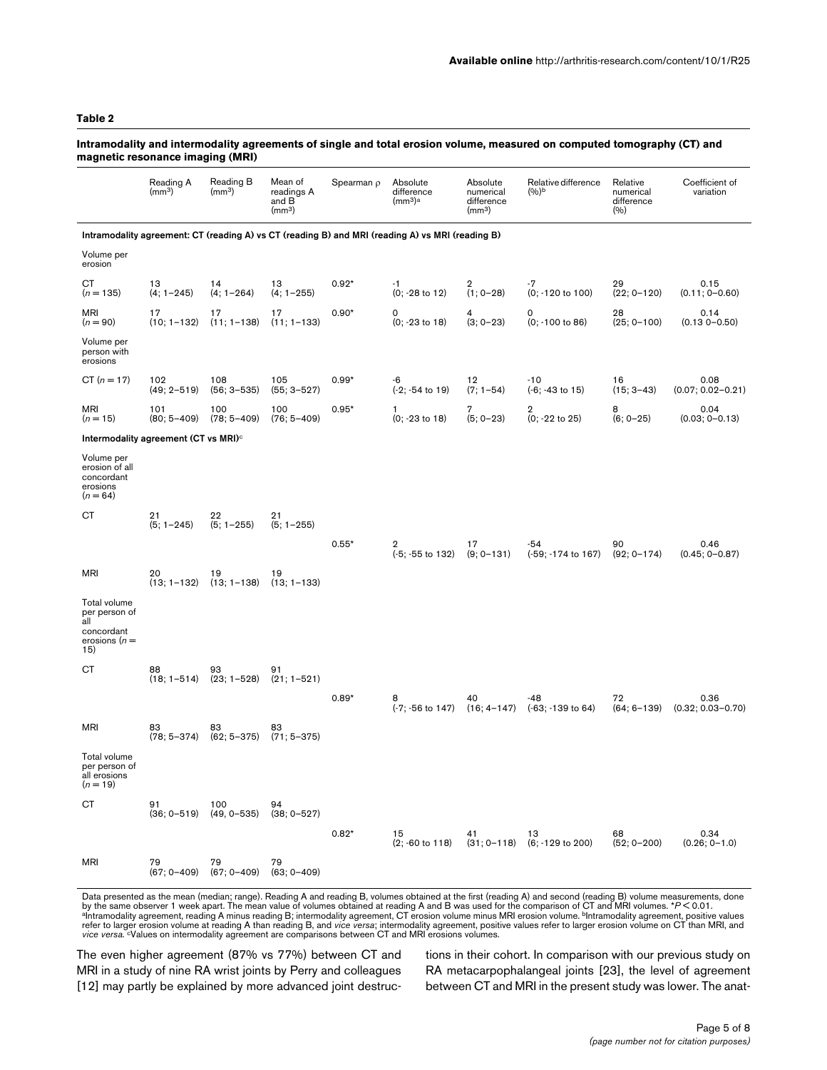**Table 2**

**Intramodality and intermodality agreements of single and total erosion volume, measured on computed tomography (CT) and magnetic resonance imaging (MRI)**

| | Reading A ($mm^3$) | Reading B ($mm^3$) | Mean of readings A and B ($mm^3$) | Spearman ρ | Absolute difference ($mm^3$)[a] | Absolute numerical difference ($mm^3$) | Relative difference (%)[b] | Relative numerical difference (%) | Coefficient of variation |
|---|---|---|---|---|---|---|---|---|---|
| **Intramodality agreement: CT (reading A) vs CT (reading B) and MRI (reading A) vs MRI (reading B)** | | | | | | | | | |
| Volume per erosion | | | | | | | | | |
| CT ($n = 135$) | 13 (4; 1–245) | 14 (4; 1–264) | 13 (4; 1–255) | 0.92* | -1 (0; -28 to 12) | 2 (1; 0–28) | -7 (0; -120 to 100) | 29 (22; 0–120) | 0.15 (0.11; 0–0.60) |
| MRI ($n = 90$) | 17 (10; 1–132) | 17 (11; 1–138) | 17 (11; 1–133) | 0.90* | 0 (0; -23 to 18) | 4 (3; 0–23) | 0 (0; -100 to 86) | 28 (25; 0–100) | 0.14 (0.13 0–0.50) |
| Volume per person with erosions | | | | | | | | | |
| CT ($n = 17$) | 102 (49; 2–519) | 108 (56; 3–535) | 105 (55; 3–527) | 0.99* | -6 (-2; -54 to 19) | 12 (7; 1–54) | -10 (-6; -43 to 15) | 16 (15; 3–43) | 0.08 (0.07; 0.02–0.21) |
| MRI ($n = 15$) | 101 (80; 5–409) | 100 (78; 5–409) | 100 (76; 5–409) | 0.95* | 1 (0; -23 to 18) | 7 (5; 0–23) | 2 (0; -22 to 25) | 8 (6; 0–25) | 0.04 (0.03; 0–0.13) |
| **Intermodality agreement (CT vs MRI)[c]** | | | | | | | | | |
| Volume per erosion of all concordant erosions ($n = 64$) | | | | | | | | | |
| CT | 21 (5; 1–245) | 22 (5; 1–255) | 21 (5; 1–255) | | | | | | |
| | | | | 0.55* | 2 (-5; -55 to 132) | 17 (9; 0–131) | -54 (-59; -174 to 167) | 90 (92; 0–174) | 0.46 (0.45; 0–0.87) |
| MRI | 20 (13; 1–132) | 19 (13; 1–138) | 19 (13; 1–133) | | | | | | |
| Total volume per person of all concordant erosions ($n = 15$) | | | | | | | | | |
| CT | 88 (18; 1–514) | 93 (23; 1–528) | 91 (21; 1–521) | | | | | | |
| | | | | 0.89* | 8 (-7; -56 to 147) | 40 (16; 4–147) | -48 (-63; -139 to 64) | 72 (64; 6–139) | 0.36 (0.32; 0.03–0.70) |
| MRI | 83 (78; 5–374) | 83 (62; 5–375) | 83 (71; 5–375) | | | | | | |
| Total volume per person of all erosions ($n = 19$) | | | | | | | | | |
| CT | 91 (36; 0–519) | 100 (49, 0–535) | 94 (38; 0–527) | | | | | | |
| | | | | 0.82* | 15 (2; -60 to 118) | 41 (31; 0–118) | 13 (6; -129 to 200) | 68 (52; 0–200) | 0.34 (0.26; 0–1.0) |
| MRI | 79 (67; 0–409) | 79 (67; 0–409) | 79 (63; 0–409) | | | | | | |

Data presented as the mean (median; range). Reading A and reading B, volumes obtained at the first (reading A) and second (reading B) volume measurements, done by the same observer 1 week apart. The mean value of volumes obtained at reading A and B was used for the comparison of CT and MRI volumes. *$P < 0.01$.
[a]Intramodality agreement, reading A minus reading B; intermodality agreement, CT erosion volume minus MRI erosion volume. [b]Intramodality agreement, positive values refer to larger erosion volume at reading A than reading B, and *vice versa*; intermodality agreement, positive values refer to larger erosion volume on CT than MRI, and *vice versa*. [c]Values on intermodality agreement are comparisons between CT and MRI erosions volumes.

The even higher agreement (87% vs 77%) between CT and MRI in a study of nine RA wrist joints by Perry and colleagues [12] may partly be explained by more advanced joint destructions in their cohort. In comparison with our previous study on RA metacarpophalangeal joints [23], the level of agreement between CT and MRI in the present study was lower. The anat-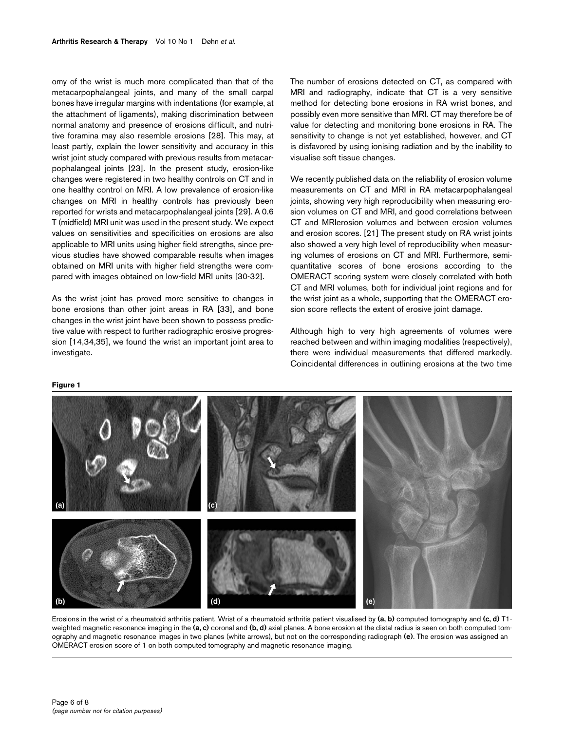omy of the wrist is much more complicated than that of the metacarpophalangeal joints, and many of the small carpal bones have irregular margins with indentations (for example, at the attachment of ligaments), making discrimination between normal anatomy and presence of erosions difficult, and nutritive foramina may also resemble erosions [28]. This may, at least partly, explain the lower sensitivity and accuracy in this wrist joint study compared with previous results from metacarpophalangeal joints [23]. In the present study, erosion-like changes were registered in two healthy controls on CT and in one healthy control on MRI. A low prevalence of erosion-like changes on MRI in healthy controls has previously been reported for wrists and metacarpophalangeal joints [29]. A 0.6 T (midfield) MRI unit was used in the present study. We expect values on sensitivities and specificities on erosions are also applicable to MRI units using higher field strengths, since previous studies have showed comparable results when images obtained on MRI units with higher field strengths were compared with images obtained on low-field MRI units [30-32].

As the wrist joint has proved more sensitive to changes in bone erosions than other joint areas in RA [33], and bone changes in the wrist joint have been shown to possess predictive value with respect to further radiographic erosive progression [14,34,35], we found the wrist an important joint area to investigate.

The number of erosions detected on CT, as compared with MRI and radiography, indicate that CT is a very sensitive method for detecting bone erosions in RA wrist bones, and possibly even more sensitive than MRI. CT may therefore be of value for detecting and monitoring bone erosions in RA. The sensitivity to change is not yet established, however, and CT is disfavored by using ionising radiation and by the inability to visualise soft tissue changes.

We recently published data on the reliability of erosion volume measurements on CT and MRI in RA metacarpophalangeal joints, showing very high reproducibility when measuring erosion volumes on CT and MRI, and good correlations between CT and MRIerosion volumes and between erosion volumes and erosion scores. [21] The present study on RA wrist joints also showed a very high level of reproducibility when measuring volumes of erosions on CT and MRI. Furthermore, semi-quantitative scores of bone erosions according to the OMERACT scoring system were closely correlated with both CT and MRI volumes, both for individual joint regions and for the wrist joint as a whole, supporting that the OMERACT erosion score reflects the extent of erosive joint damage.

Although high to very high agreements of volumes were reached between and within imaging modalities (respectively), there were individual measurements that differed markedly. Coincidental differences in outlining erosions at the two time

**Figure 1**

Erosions in the wrist of a rheumatoid arthritis patient. Wrist of a rheumatoid arthritis patient visualised by **(a, b)** computed tomography and **(c, d)** T1-weighted magnetic resonance imaging in the **(a, c)** coronal and **(b, d)** axial planes. A bone erosion at the distal radius is seen on both computed tomography and magnetic resonance images in two planes (white arrows), but not on the corresponding radiograph **(e)**. The erosion was assigned an OMERACT erosion score of 1 on both computed tomography and magnetic resonance imaging.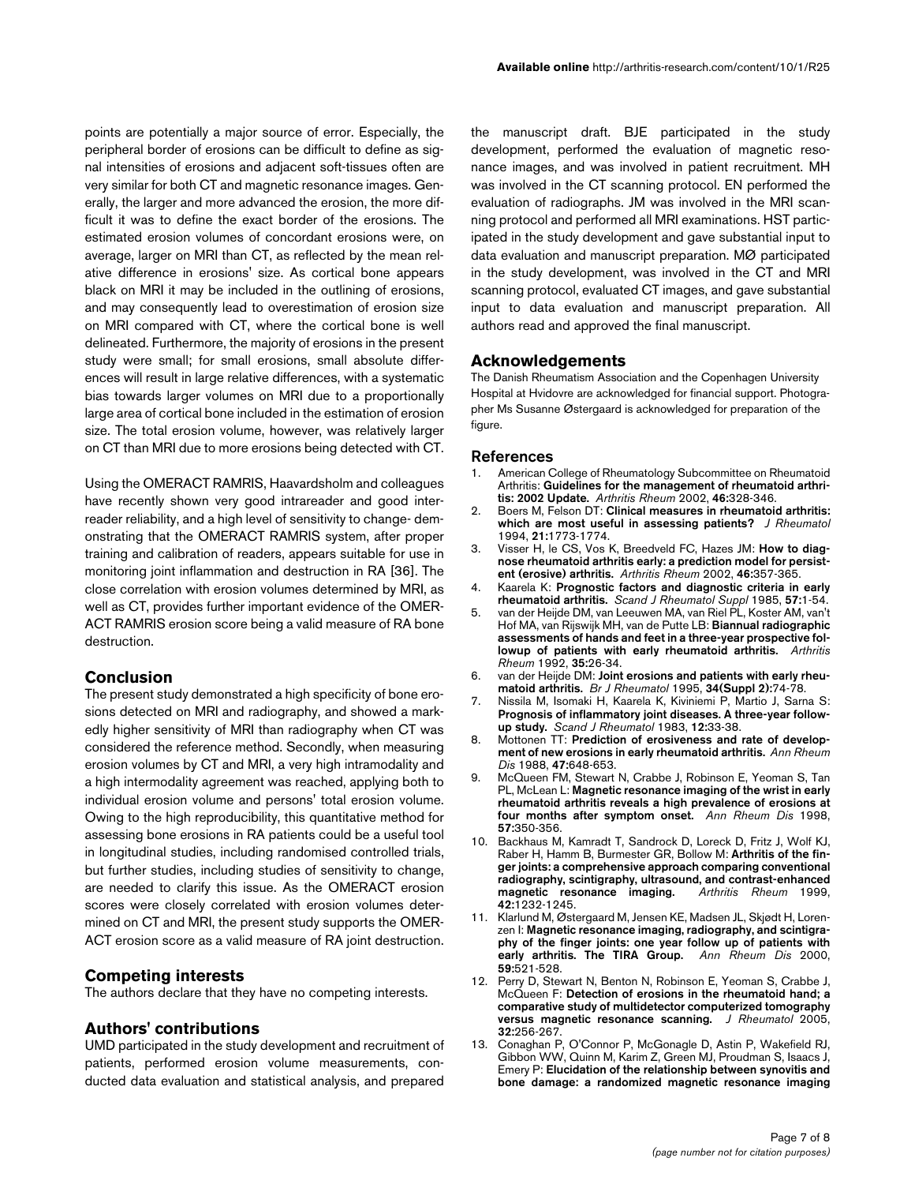points are potentially a major source of error. Especially, the peripheral border of erosions can be difficult to define as signal intensities of erosions and adjacent soft-tissues often are very similar for both CT and magnetic resonance images. Generally, the larger and more advanced the erosion, the more difficult it was to define the exact border of the erosions. The estimated erosion volumes of concordant erosions were, on average, larger on MRI than CT, as reflected by the mean relative difference in erosions' size. As cortical bone appears black on MRI it may be included in the outlining of erosions, and may consequently lead to overestimation of erosion size on MRI compared with CT, where the cortical bone is well delineated. Furthermore, the majority of erosions in the present study were small; for small erosions, small absolute differences will result in large relative differences, with a systematic bias towards larger volumes on MRI due to a proportionally large area of cortical bone included in the estimation of erosion size. The total erosion volume, however, was relatively larger on CT than MRI due to more erosions being detected with CT.

Using the OMERACT RAMRIS, Haavardsholm and colleagues have recently shown very good intrareader and good inter-reader reliability, and a high level of sensitivity to change- demonstrating that the OMERACT RAMRIS system, after proper training and calibration of readers, appears suitable for use in monitoring joint inflammation and destruction in RA [36]. The close correlation with erosion volumes determined by MRI, as well as CT, provides further important evidence of the OMERACT RAMRIS erosion score being a valid measure of RA bone destruction.

## Conclusion

The present study demonstrated a high specificity of bone erosions detected on MRI and radiography, and showed a markedly higher sensitivity of MRI than radiography when CT was considered the reference method. Secondly, when measuring erosion volumes by CT and MRI, a very high intramodality and a high intermodality agreement was reached, applying both to individual erosion volume and persons' total erosion volume. Owing to the high reproducibility, this quantitative method for assessing bone erosions in RA patients could be a useful tool in longitudinal studies, including randomised controlled trials, but further studies, including studies of sensitivity to change, are needed to clarify this issue. As the OMERACT erosion scores were closely correlated with erosion volumes determined on CT and MRI, the present study supports the OMERACT erosion score as a valid measure of RA joint destruction.

## Competing interests

The authors declare that they have no competing interests.

## Authors' contributions

UMD participated in the study development and recruitment of patients, performed erosion volume measurements, conducted data evaluation and statistical analysis, and prepared the manuscript draft. BJE participated in the study development, performed the evaluation of magnetic resonance images, and was involved in patient recruitment. MH was involved in the CT scanning protocol. EN performed the evaluation of radiographs. JM was involved in the MRI scanning protocol and performed all MRI examinations. HST participated in the study development and gave substantial input to data evaluation and manuscript preparation. MØ participated in the study development, was involved in the CT and MRI scanning protocol, evaluated CT images, and gave substantial input to data evaluation and manuscript preparation. All authors read and approved the final manuscript.

## Acknowledgements

The Danish Rheumatism Association and the Copenhagen University Hospital at Hvidovre are acknowledged for financial support. Photographer Ms Susanne Østergaard is acknowledged for preparation of the figure.

## References

1. American College of Rheumatology Subcommittee on Rheumatoid Arthritis: **Guidelines for the management of rheumatoid arthritis: 2002 Update.** *Arthritis Rheum* 2002, **46:**328-346.
2. Boers M, Felson DT: **Clinical measures in rheumatoid arthritis: which are most useful in assessing patients?** *J Rheumatol* 1994, **21:**1773-1774.
3. Visser H, le CS, Vos K, Breedveld FC, Hazes JM: **How to diagnose rheumatoid arthritis early: a prediction model for persistent (erosive) arthritis.** *Arthritis Rheum* 2002, **46:**357-365.
4. Kaarela K: **Prognostic factors and diagnostic criteria in early rheumatoid arthritis.** *Scand J Rheumatol Suppl* 1985, **57:**1-54.
5. van der Heijde DM, van Leeuwen MA, van Riel PL, Koster AM, van't Hof MA, van Rijswijk MH, van de Putte LB: **Biannual radiographic assessments of hands and feet in a three-year prospective followup of patients with early rheumatoid arthritis.** *Arthritis Rheum* 1992, **35:**26-34.
6. van der Heijde DM: **Joint erosions and patients with early rheumatoid arthritis.** *Br J Rheumatol* 1995, **34(Suppl 2):**74-78.
7. Nissila M, Isomaki H, Kaarela K, Kiviniemi P, Martio J, Sarna S: **Prognosis of inflammatory joint diseases. A three-year followup study.** *Scand J Rheumatol* 1983, **12:**33-38.
8. Mottonen TT: **Prediction of erosiveness and rate of development of new erosions in early rheumatoid arthritis.** *Ann Rheum Dis* 1988, **47:**648-653.
9. McQueen FM, Stewart N, Crabbe J, Robinson E, Yeoman S, Tan PL, McLean L: **Magnetic resonance imaging of the wrist in early rheumatoid arthritis reveals a high prevalence of erosions at four months after symptom onset.** *Ann Rheum Dis* 1998, **57:**350-356.
10. Backhaus M, Kamradt T, Sandrock D, Loreck D, Fritz J, Wolf KJ, Raber H, Hamm B, Burmester GR, Bollow M: **Arthritis of the finger joints: a comprehensive approach comparing conventional radiography, scintigraphy, ultrasound, and contrast-enhanced magnetic resonance imaging.** *Arthritis Rheum* 1999, **42:**1232-1245.
11. Klarlund M, Østergaard M, Jensen KE, Madsen JL, Skjødt H, Lorenzen I: **Magnetic resonance imaging, radiography, and scintigraphy of the finger joints: one year follow up of patients with early arthritis. The TIRA Group.** *Ann Rheum Dis* 2000, **59:**521-528.
12. Perry D, Stewart N, Benton N, Robinson E, Yeoman S, Crabbe J, McQueen F: **Detection of erosions in the rheumatoid hand; a comparative study of multidetector computerized tomography versus magnetic resonance scanning.** *J Rheumatol* 2005, **32:**256-267.
13. Conaghan P, O'Connor P, McGonagle D, Astin P, Wakefield RJ, Gibbon WW, Quinn M, Karim Z, Green MJ, Proudman S, Isaacs J, Emery P: **Elucidation of the relationship between synovitis and bone damage: a randomized magnetic resonance imaging**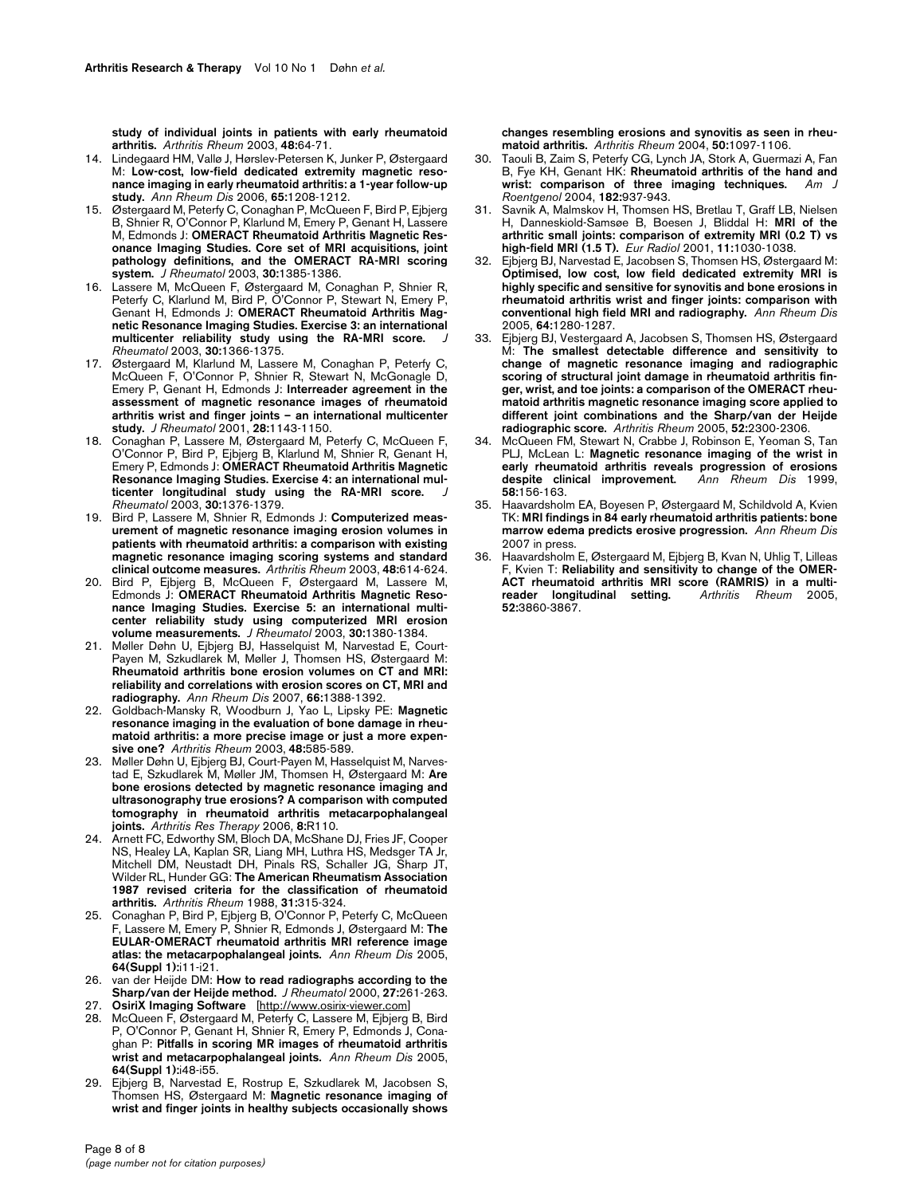study of individual joints in patients with early rheumatoid arthritis. *Arthritis Rheum* 2003, **48:**64-71.

14. Lindegaard HM, Vallø J, Hørslev-Petersen K, Junker P, Østergaard M: **Low-cost, low-field dedicated extremity magnetic resonance imaging in early rheumatoid arthritis: a 1-year follow-up study.** *Ann Rheum Dis* 2006, **65:**1208-1212.
15. Østergaard M, Peterfy C, Conaghan P, McQueen F, Bird P, Ejbjerg B, Shnier R, O'Connor P, Klarlund M, Emery P, Genant H, Lassere M, Edmonds J: **OMERACT Rheumatoid Arthritis Magnetic Resonance Imaging Studies. Core set of MRI acquisitions, joint pathology definitions, and the OMERACT RA-MRI scoring system.** *J Rheumatol* 2003, **30:**1385-1386.
16. Lassere M, McQueen F, Østergaard M, Conaghan P, Shnier R, Peterfy C, Klarlund M, Bird P, O'Connor P, Stewart N, Emery P, Genant H, Edmonds J: **OMERACT Rheumatoid Arthritis Magnetic Resonance Imaging Studies. Exercise 3: an international multicenter reliability study using the RA-MRI score.** *J Rheumatol* 2003, **30:**1366-1375.
17. Østergaard M, Klarlund M, Lassere M, Conaghan P, Peterfy C, McQueen F, O'Connor P, Shnier R, Stewart N, McGonagle D, Emery P, Genant H, Edmonds J: **Interreader agreement in the assessment of magnetic resonance images of rheumatoid arthritis wrist and finger joints – an international multicenter study.** *J Rheumatol* 2001, **28:**1143-1150.
18. Conaghan P, Lassere M, Østergaard M, Peterfy C, McQueen F, O'Connor P, Bird P, Ejbjerg B, Klarlund M, Shnier R, Genant H, Emery P, Edmonds J: **OMERACT Rheumatoid Arthritis Magnetic Resonance Imaging Studies. Exercise 4: an international multicenter longitudinal study using the RA-MRI score.** *J Rheumatol* 2003, **30:**1376-1379.
19. Bird P, Lassere M, Shnier R, Edmonds J: **Computerized measurement of magnetic resonance imaging erosion volumes in patients with rheumatoid arthritis: a comparison with existing magnetic resonance imaging scoring systems and standard clinical outcome measures.** *Arthritis Rheum* 2003, **48:**614-624.
20. Bird P, Ejbjerg B, McQueen F, Østergaard M, Lassere M, Edmonds J: **OMERACT Rheumatoid Arthritis Magnetic Resonance Imaging Studies. Exercise 5: an international multicenter reliability study using computerized MRI erosion volume measurements.** *J Rheumatol* 2003, **30:**1380-1384.
21. Møller Døhn U, Ejbjerg BJ, Hasselquist M, Narvestad E, Court-Payen M, Szkudlarek M, Møller J, Thomsen HS, Østergaard M: **Rheumatoid arthritis bone erosion volumes on CT and MRI: reliability and correlations with erosion scores on CT, MRI and radiography.** *Ann Rheum Dis* 2007, **66:**1388-1392.
22. Goldbach-Mansky R, Woodburn J, Yao L, Lipsky PE: **Magnetic resonance imaging in the evaluation of bone damage in rheumatoid arthritis: a more precise image or just a more expensive one?** *Arthritis Rheum* 2003, **48:**585-589.
23. Møller Døhn U, Ejbjerg BJ, Court-Payen M, Hasselquist M, Narvestad E, Szkudlarek M, Møller JM, Thomsen H, Østergaard M: **Are bone erosions detected by magnetic resonance imaging and ultrasonography true erosions? A comparison with computed tomography in rheumatoid arthritis metacarpophalangeal joints.** *Arthritis Res Therapy* 2006, **8:**R110.
24. Arnett FC, Edworthy SM, Bloch DA, McShane DJ, Fries JF, Cooper NS, Healey LA, Kaplan SR, Liang MH, Luthra HS, Medsger TA Jr, Mitchell DM, Neustadt DH, Pinals RS, Schaller JG, Sharp JT, Wilder RL, Hunder GG: **The American Rheumatism Association 1987 revised criteria for the classification of rheumatoid arthritis.** *Arthritis Rheum* 1988, **31:**315-324.
25. Conaghan P, Bird P, Ejbjerg B, O'Connor P, Peterfy C, McQueen F, Lassere M, Emery P, Shnier R, Edmonds J, Østergaard M: **The EULAR-OMERACT rheumatoid arthritis MRI reference image atlas: the metacarpophalangeal joints.** *Ann Rheum Dis* 2005, **64(Suppl 1):**i11-i21.
26. van der Heijde DM: **How to read radiographs according to the Sharp/van der Heijde method.** *J Rheumatol* 2000, **27:**261-263.
27. **OsiriX Imaging Software** [http://www.osirix-viewer.com]
28. McQueen F, Østergaard M, Peterfy C, Lassere M, Ejbjerg B, Bird P, O'Connor P, Genant H, Shnier R, Emery P, Edmonds J, Conaghan P: **Pitfalls in scoring MR images of rheumatoid arthritis wrist and metacarpophalangeal joints.** *Ann Rheum Dis* 2005, **64(Suppl 1):**i48-i55.
29. Ejbjerg B, Narvestad E, Rostrup E, Szkudlarek M, Jacobsen S, Thomsen HS, Østergaard M: **Magnetic resonance imaging of wrist and finger joints in healthy subjects occasionally shows changes resembling erosions and synovitis as seen in rheumatoid arthritis.** *Arthritis Rheum* 2004, **50:**1097-1106.
30. Taouli B, Zaim S, Peterfy CG, Lynch JA, Stork A, Guermazi A, Fan B, Fye KH, Genant HK: **Rheumatoid arthritis of the hand and wrist: comparison of three imaging techniques.** *Am J Roentgenol* 2004, **182:**937-943.
31. Savnik A, Malmskov H, Thomsen HS, Bretlau T, Graff LB, Nielsen H, Danneskiold-Samsøe B, Boesen J, Bliddal H: **MRI of the arthritic small joints: comparison of extremity MRI (0.2 T) vs high-field MRI (1.5 T).** *Eur Radiol* 2001, **11:**1030-1038.
32. Ejbjerg BJ, Narvestad E, Jacobsen S, Thomsen HS, Østergaard M: **Optimised, low cost, low field dedicated extremity MRI is highly specific and sensitive for synovitis and bone erosions in rheumatoid arthritis wrist and finger joints: comparison with conventional high field MRI and radiography.** *Ann Rheum Dis* 2005, **64:**1280-1287.
33. Ejbjerg BJ, Vestergaard A, Jacobsen S, Thomsen HS, Østergaard M: **The smallest detectable difference and sensitivity to change of magnetic resonance imaging and radiographic scoring of structural joint damage in rheumatoid arthritis finger, wrist, and toe joints: a comparison of the OMERACT rheumatoid arthritis magnetic resonance imaging score applied to different joint combinations and the Sharp/van der Heijde radiographic score.** *Arthritis Rheum* 2005, **52:**2300-2306.
34. McQueen FM, Stewart N, Crabbe J, Robinson E, Yeoman S, Tan PLJ, McLean L: **Magnetic resonance imaging of the wrist in early rheumatoid arthritis reveals progression of erosions despite clinical improvement.** *Ann Rheum Dis* 1999, **58:**156-163.
35. Haavardsholm EA, Boyesen P, Østergaard M, Schildvold A, Kvien TK: **MRI findings in 84 early rheumatoid arthritis patients: bone marrow edema predicts erosive progression.** *Ann Rheum Dis* 2007 in press.
36. Haavardsholm E, Østergaard M, Ejbjerg B, Kvan N, Uhlig T, Lilleas F, Kvien T: **Reliability and sensitivity to change of the OMERACT rheumatoid arthritis MRI score (RAMRIS) in a multireader longitudinal setting.** *Arthritis Rheum* 2005, **52:**3860-3867.